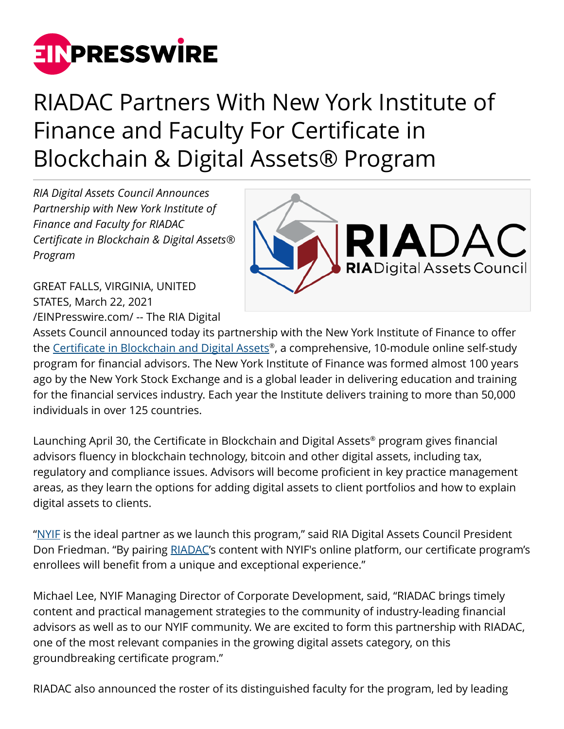# RIADAC Partners With New York Institute of Finance and Faculty For Certificate in Blockchain & Digital Assets® Program

*RIA Digital Assets Council Announces Partnership with New York Institute of Finance and Faculty for RIADAC Certificate in Blockchain & Digital Assets® Program*

GREAT FALLS, VIRGINIA, UNITED STATES, March 22, 2021 /EINPresswire.com/ -- The RIA Digital Assets Council announced today its partnership with the New York Institute of Finance to offer the Certificate in Blockchain and Digital Assets®, a comprehensive, 10-module online self-study program for financial advisors. The New York Institute of Finance was formed almost 100 years ago by the New York Stock Exchange and is a global leader in delivering education and training for the financial services industry. Each year the Institute delivers training to more than 50,000 individuals in over 125 countries.

Launching April 30, the Certificate in Blockchain and Digital Assets® program gives financial advisors fluency in blockchain technology, bitcoin and other digital assets, including tax, regulatory and compliance issues. Advisors will become proficient in key practice management areas, as they learn the options for adding digital assets to client portfolios and how to explain digital assets to clients.

"NYIF is the ideal partner as we launch this program," said RIA Digital Assets Council President Don Friedman. "By pairing RIADAC's content with NYIF's online platform, our certificate program's enrollees will benefit from a unique and exceptional experience."

Michael Lee, NYIF Managing Director of Corporate Development, said, "RIADAC brings timely content and practical management strategies to the community of industry-leading financial advisors as well as to our NYIF community. We are excited to form this partnership with RIADAC, one of the most relevant companies in the growing digital assets category, on this groundbreaking certificate program."

RIADAC also announced the roster of its distinguished faculty for the program, led by leading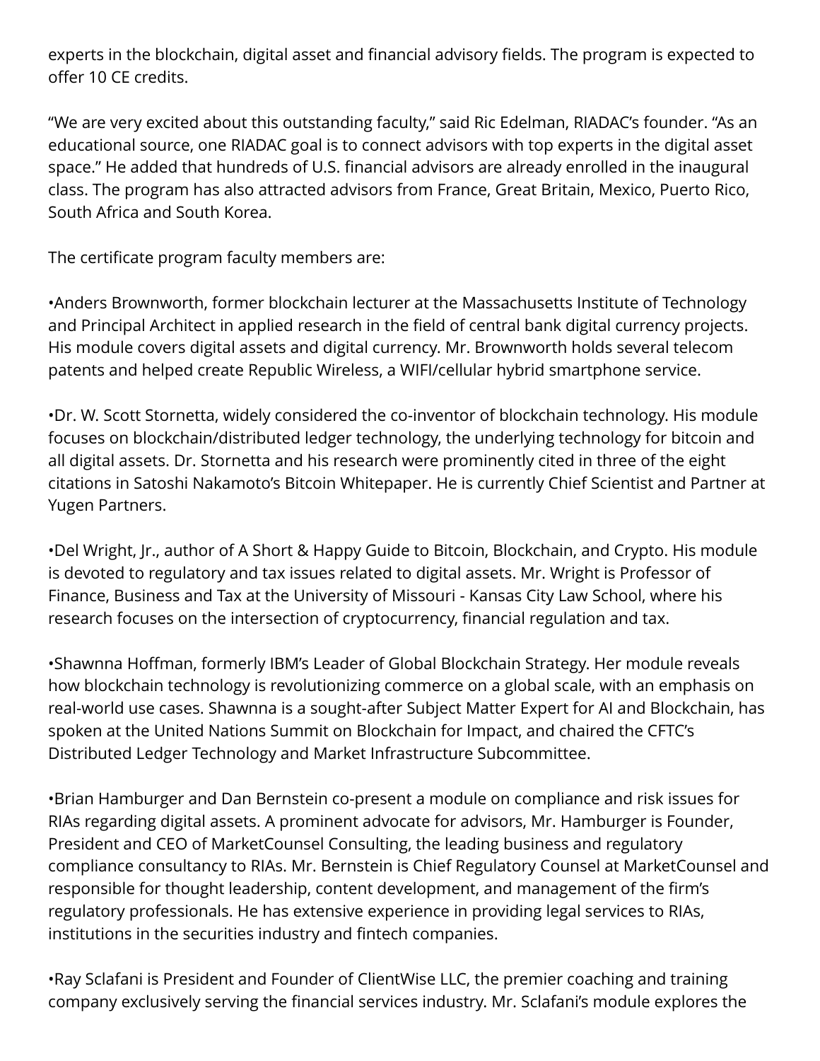experts in the blockchain, digital asset and financial advisory fields. The program is expected to offer 10 CE credits.

“We are very excited about this outstanding faculty,” said Ric Edelman, RIADAC’s founder. “As an educational source, one RIADAC goal is to connect advisors with top experts in the digital asset space.” He added that hundreds of U.S. financial advisors are already enrolled in the inaugural class. The program has also attracted advisors from France, Great Britain, Mexico, Puerto Rico, South Africa and South Korea.

The certificate program faculty members are:

•Anders Brownworth, former blockchain lecturer at the Massachusetts Institute of Technology and Principal Architect in applied research in the field of central bank digital currency projects. His module covers digital assets and digital currency. Mr. Brownworth holds several telecom patents and helped create Republic Wireless, a WIFI/cellular hybrid smartphone service.

•Dr. W. Scott Stornetta, widely considered the co-inventor of blockchain technology. His module focuses on blockchain/distributed ledger technology, the underlying technology for bitcoin and all digital assets. Dr. Stornetta and his research were prominently cited in three of the eight citations in Satoshi Nakamoto’s Bitcoin Whitepaper. He is currently Chief Scientist and Partner at Yugen Partners.

•Del Wright, Jr., author of A Short & Happy Guide to Bitcoin, Blockchain, and Crypto. His module is devoted to regulatory and tax issues related to digital assets. Mr. Wright is Professor of Finance, Business and Tax at the University of Missouri - Kansas City Law School, where his research focuses on the intersection of cryptocurrency, financial regulation and tax.

•Shawnna Hoffman, formerly IBM’s Leader of Global Blockchain Strategy. Her module reveals how blockchain technology is revolutionizing commerce on a global scale, with an emphasis on real-world use cases. Shawnna is a sought-after Subject Matter Expert for AI and Blockchain, has spoken at the United Nations Summit on Blockchain for Impact, and chaired the CFTC’s Distributed Ledger Technology and Market Infrastructure Subcommittee.

•Brian Hamburger and Dan Bernstein co-present a module on compliance and risk issues for RIAs regarding digital assets. A prominent advocate for advisors, Mr. Hamburger is Founder, President and CEO of MarketCounsel Consulting, the leading business and regulatory compliance consultancy to RIAs. Mr. Bernstein is Chief Regulatory Counsel at MarketCounsel and responsible for thought leadership, content development, and management of the firm’s regulatory professionals. He has extensive experience in providing legal services to RIAs, institutions in the securities industry and fintech companies.

•Ray Sclafani is President and Founder of ClientWise LLC, the premier coaching and training company exclusively serving the financial services industry. Mr. Sclafani’s module explores the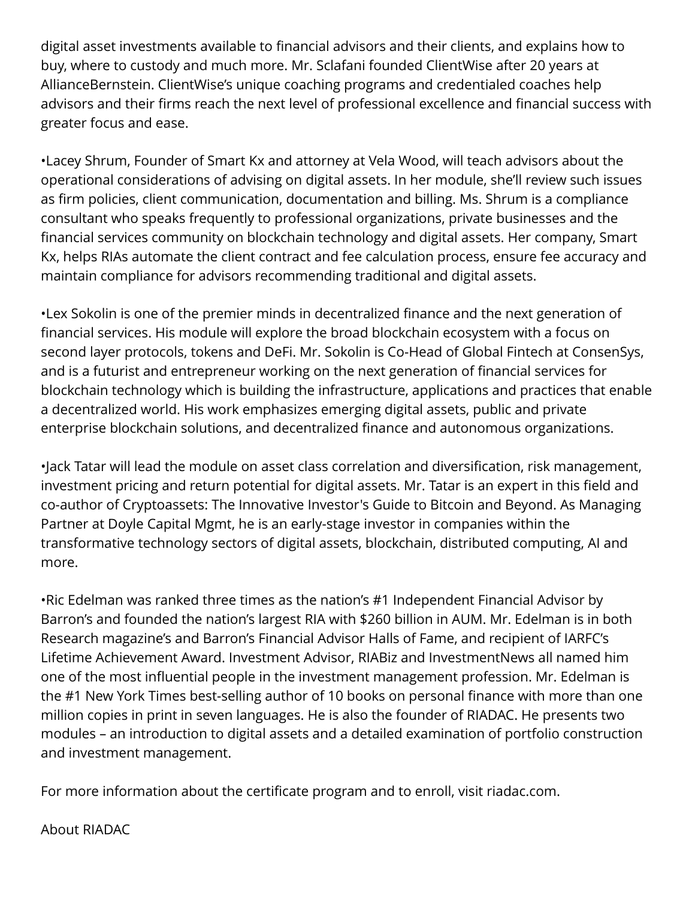digital asset investments available to financial advisors and their clients, and explains how to buy, where to custody and much more. Mr. Sclafani founded ClientWise after 20 years at AllianceBernstein. ClientWise's unique coaching programs and credentialed coaches help advisors and their firms reach the next level of professional excellence and financial success with greater focus and ease.

•Lacey Shrum, Founder of Smart Kx and attorney at Vela Wood, will teach advisors about the operational considerations of advising on digital assets. In her module, she'll review such issues as firm policies, client communication, documentation and billing. Ms. Shrum is a compliance consultant who speaks frequently to professional organizations, private businesses and the financial services community on blockchain technology and digital assets. Her company, Smart Kx, helps RIAs automate the client contract and fee calculation process, ensure fee accuracy and maintain compliance for advisors recommending traditional and digital assets.

•Lex Sokolin is one of the premier minds in decentralized finance and the next generation of financial services. His module will explore the broad blockchain ecosystem with a focus on second layer protocols, tokens and DeFi. Mr. Sokolin is Co-Head of Global Fintech at ConsenSys, and is a futurist and entrepreneur working on the next generation of financial services for blockchain technology which is building the infrastructure, applications and practices that enable a decentralized world. His work emphasizes emerging digital assets, public and private enterprise blockchain solutions, and decentralized finance and autonomous organizations.

•Jack Tatar will lead the module on asset class correlation and diversification, risk management, investment pricing and return potential for digital assets. Mr. Tatar is an expert in this field and co-author of Cryptoassets: The Innovative Investor's Guide to Bitcoin and Beyond. As Managing Partner at Doyle Capital Mgmt, he is an early-stage investor in companies within the transformative technology sectors of digital assets, blockchain, distributed computing, AI and more.

•Ric Edelman was ranked three times as the nation's #1 Independent Financial Advisor by Barron's and founded the nation's largest RIA with $260 billion in AUM. Mr. Edelman is in both Research magazine's and Barron's Financial Advisor Halls of Fame, and recipient of IARFC's Lifetime Achievement Award. Investment Advisor, RIABiz and InvestmentNews all named him one of the most influential people in the investment management profession. Mr. Edelman is the #1 New York Times best-selling author of 10 books on personal finance with more than one million copies in print in seven languages. He is also the founder of RIADAC. He presents two modules – an introduction to digital assets and a detailed examination of portfolio construction and investment management.

For more information about the certificate program and to enroll, visit riadac.com.

About RIADAC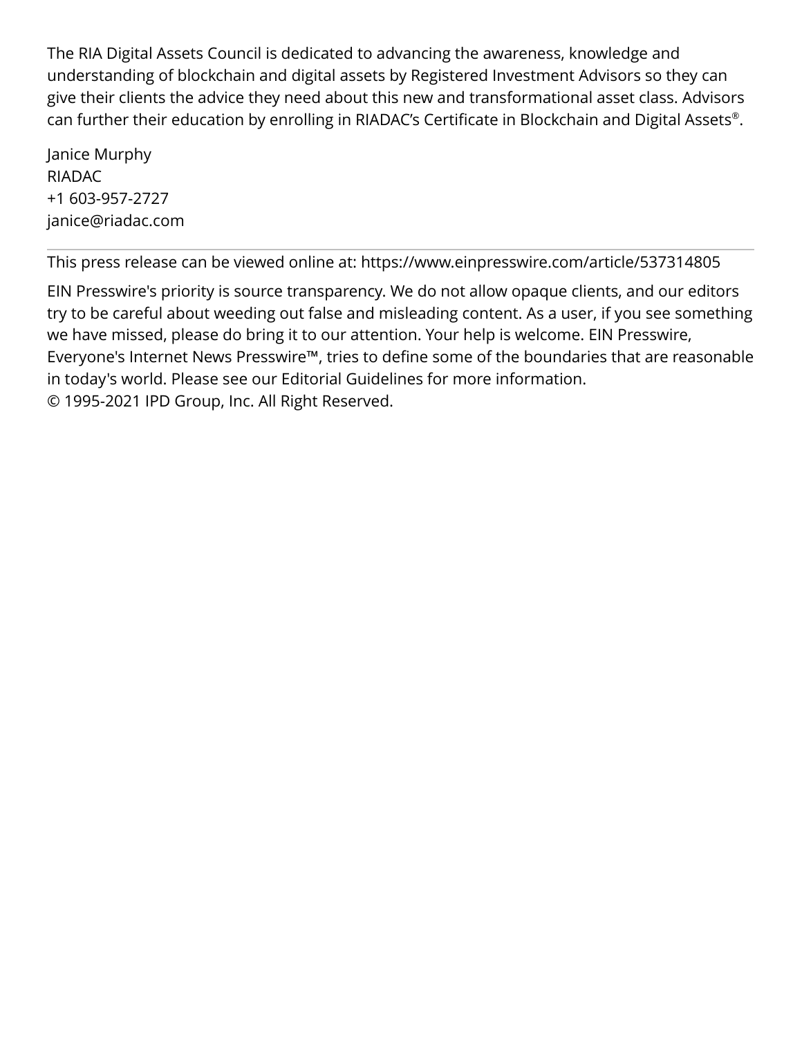The RIA Digital Assets Council is dedicated to advancing the awareness, knowledge and understanding of blockchain and digital assets by Registered Investment Advisors so they can give their clients the advice they need about this new and transformational asset class. Advisors can further their education by enrolling in RIADAC's Certificate in Blockchain and Digital Assets®.

Janice Murphy
RIADAC
+1 603-957-2727
janice@riadac.com

---

This press release can be viewed online at: https://www.einpresswire.com/article/537314805

EIN Presswire's priority is source transparency. We do not allow opaque clients, and our editors try to be careful about weeding out false and misleading content. As a user, if you see something we have missed, please do bring it to our attention. Your help is welcome. EIN Presswire, Everyone's Internet News Presswire™, tries to define some of the boundaries that are reasonable in today's world. Please see our Editorial Guidelines for more information.
© 1995-2021 IPD Group, Inc. All Right Reserved.